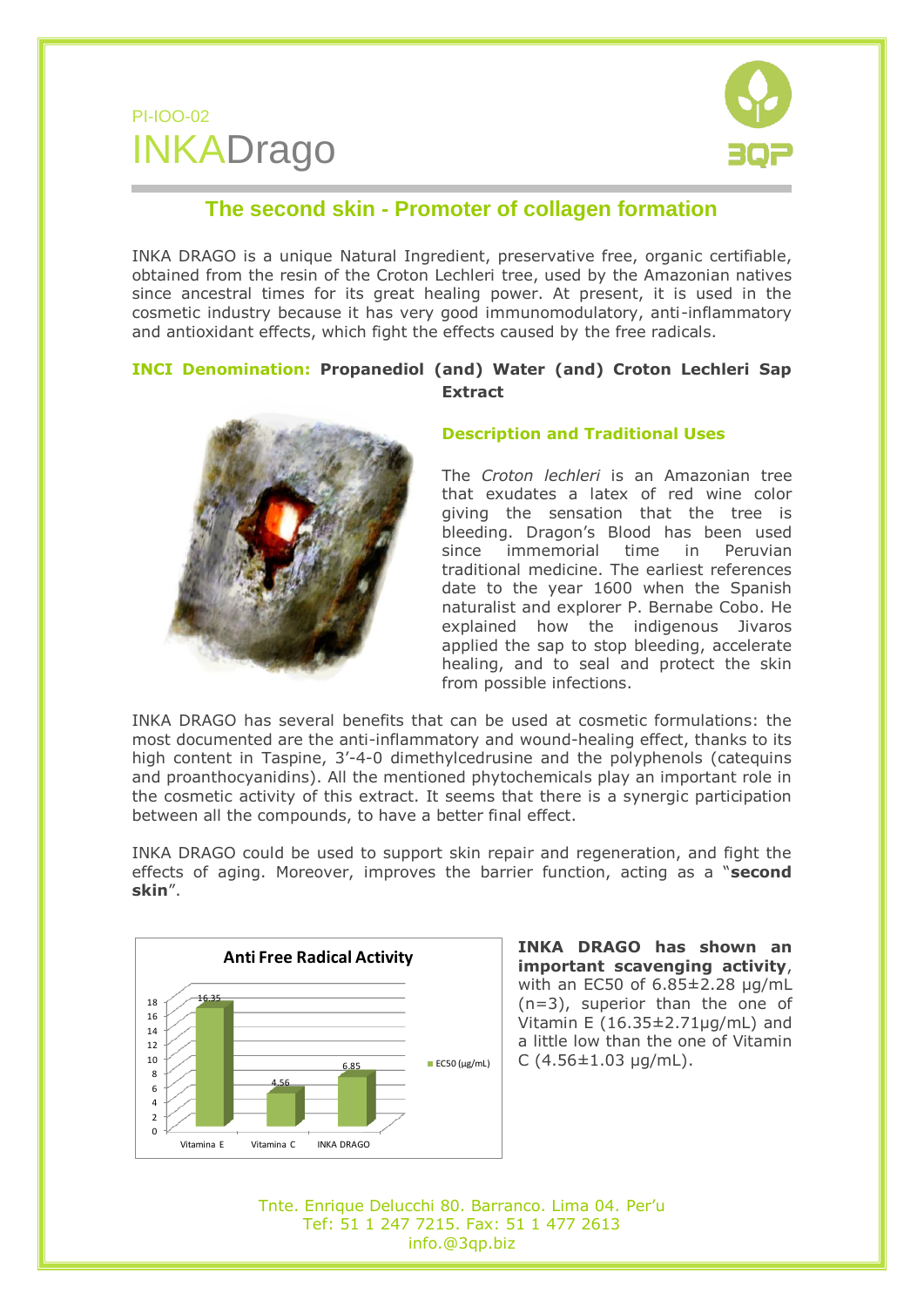PI-IOO-02

# INKADrago

## The second skin - Promoter of collagen formation

INKA DRAGO is a unique Natural Ingredient, preservative free, organic certifiable, obtained from the resin of the Croton Lechleri tree, used by the Amazonian natives since ancestral times for its great healing power. At present, it is used in the cosmetic industry because it has very good immunomodulatory, anti-inflammatory and antioxidant effects, which fight the effects caused by the free radicals.

**INCI Denomination: Propanediol (and) Water (and) Croton Lechleri Sap Extract**

### Description and Traditional Uses

The *Croton lechleri* is an Amazonian tree that exudates a latex of red wine color giving the sensation that the tree is bleeding. Dragon's Blood has been used since immemorial time in Peruvian traditional medicine. The earliest references date to the year 1600 when the Spanish naturalist and explorer P. Bernabe Cobo. He explained how the indigenous Jivaros applied the sap to stop bleeding, accelerate healing, and to seal and protect the skin from possible infections.

INKA DRAGO has several benefits that can be used at cosmetic formulations: the most documented are the anti-inflammatory and wound-healing effect, thanks to its high content in Taspine, 3'-4-0 dimethylcedrusine and the polyphenols (catequins and proanthocyanidins). All the mentioned phytochemicals play an important role in the cosmetic activity of this extract. It seems that there is a synergic participation between all the compounds, to have a better final effect.

INKA DRAGO could be used to support skin repair and regeneration, and fight the effects of aging. Moreover, improves the barrier function, acting as a "**second skin**".

**Anti Free Radical Activity**

| | EC50 (µg/mL) |
|---|---|
| Vitamina E | 16.35 |
| Vitamina C | 4.56 |
| INKA DRAGO | 6.85 |

**INKA DRAGO has shown an important scavenging activity**, with an EC50 of 6.85±2.28 µg/mL (n=3), superior than the one of Vitamin E (16.35±2.71µg/mL) and a little low than the one of Vitamin C (4.56±1.03 µg/mL).

Tnte. Enrique Delucchi 80. Barranco. Lima 04. Per'u
Tef: 51 1 247 7215. Fax: 51 1 477 2613
info.@3qp.biz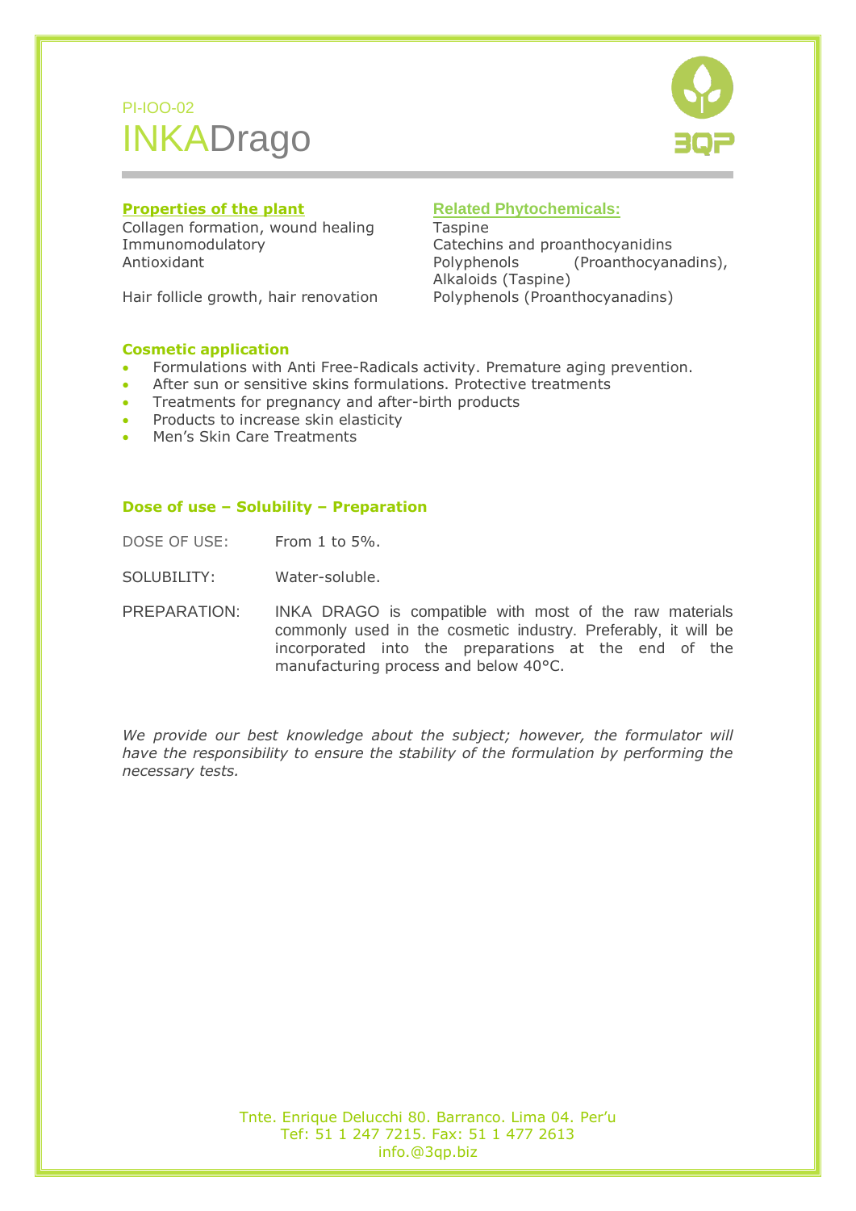PI-IOO-02

# INKADrago

3QP

| Properties of the plant | Related Phytochemicals: |
|---|---|
| Collagen formation, wound healing | Taspine |
| Immunomodulatory | Catechins and proanthocyanidins |
| Antioxidant | Polyphenols (Proanthocyanadins), Alkaloids (Taspine) |
| Hair follicle growth, hair renovation | Polyphenols (Proanthocyanadins) |

### Cosmetic application

- Formulations with Anti Free-Radicals activity. Premature aging prevention.
- After sun or sensitive skins formulations. Protective treatments
- Treatments for pregnancy and after-birth products
- Products to increase skin elasticity
- Men's Skin Care Treatments

### Dose of use – Solubility – Preparation

DOSE OF USE: From 1 to 5%.

SOLUBILITY: Water-soluble.

PREPARATION: INKA DRAGO is compatible with most of the raw materials commonly used in the cosmetic industry. Preferably, it will be incorporated into the preparations at the end of the manufacturing process and below 40°C.

*We provide our best knowledge about the subject; however, the formulator will have the responsibility to ensure the stability of the formulation by performing the necessary tests.*

Tnte. Enrique Delucchi 80. Barranco. Lima 04. Per'u
Tef: 51 1 247 7215. Fax: 51 1 477 2613
info.@3qp.biz